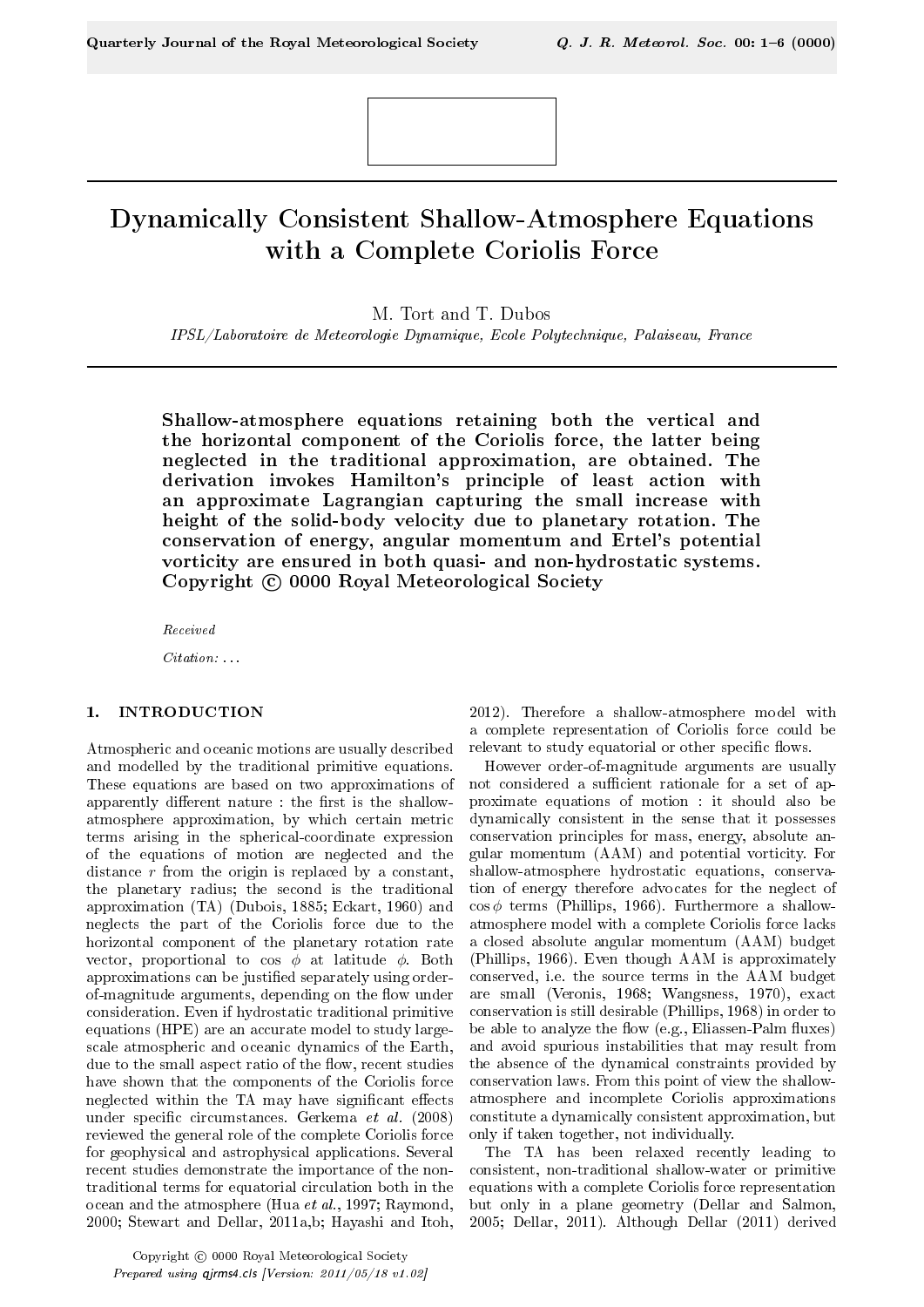# Dynamically Consistent Shallow-Atmosphere Equations with a Complete Coriolis Force

M. Tort and T. Dubos

*IPSL/Laboratoire de Meteorologie Dynamique, Ecole Polytechnique, Palaiseau, France*

**Shallow-atmosphere equations retaining both the vertical and the horizontal component of the Coriolis force, the latter being neglected in the traditional approximation, are obtained. The derivation invokes Hamilton's principle of least action with an approximate Lagrangian capturing the small increase with height of the solid-body velocity due to planetary rotation. The conservation of energy, angular momentum and Ertel's potential vorticity are ensured in both quasi- and non-hydrostatic systems. Copyright © 0000 Royal Meteorological Society**

*Received*

*Citation:* ...

## 1. INTRODUCTION

Atmospheric and oceanic motions are usually described and modelled by the traditional primitive equations. These equations are based on two approximations of apparently different nature : the first is the shallow-atmosphere approximation, by which certain metric terms arising in the spherical-coordinate expression of the equations of motion are neglected and the distance $r$ from the origin is replaced by a constant, the planetary radius; the second is the traditional approximation (TA) (Dubois, 1885; Eckart, 1960) and neglects the part of the Coriolis force due to the horizontal component of the planetary rotation rate vector, proportional to cos $\phi$ at latitude $\phi$. Both approximations can be justified separately using order-of-magnitude arguments, depending on the flow under consideration. Even if hydrostatic traditional primitive equations (HPE) are an accurate model to study large-scale atmospheric and oceanic dynamics of the Earth, due to the small aspect ratio of the flow, recent studies have shown that the components of the Coriolis force neglected within the TA may have significant effects under specific circumstances. Gerkema *et al.* (2008) reviewed the general role of the complete Coriolis force for geophysical and astrophysical applications. Several recent studies demonstrate the importance of the non-traditional terms for equatorial circulation both in the ocean and the atmosphere (Hua *et al.*, 1997; Raymond, 2000; Stewart and Dellar, 2011a,b; Hayashi and Itoh, 2012). Therefore a shallow-atmosphere model with a complete representation of Coriolis force could be relevant to study equatorial or other specific flows.

However order-of-magnitude arguments are usually not considered a sufficient rationale for a set of approximate equations of motion : it should also be dynamically consistent in the sense that it possesses conservation principles for mass, energy, absolute angular momentum (AAM) and potential vorticity. For shallow-atmosphere hydrostatic equations, conservation of energy therefore advocates for the neglect of cos $\phi$ terms (Phillips, 1966). Furthermore a shallow-atmosphere model with a complete Coriolis force lacks a closed absolute angular momentum (AAM) budget (Phillips, 1966). Even though AAM is approximately conserved, i.e. the source terms in the AAM budget are small (Veronis, 1968; Wangsness, 1970), exact conservation is still desirable (Phillips, 1968) in order to be able to analyze the flow (e.g., Eliassen-Palm fluxes) and avoid spurious instabilities that may result from the absence of the dynamical constraints provided by conservation laws. From this point of view the shallow-atmosphere and incomplete Coriolis approximations constitute a dynamically consistent approximation, but only if taken together, not individually.

The TA has been relaxed recently leading to consistent, non-traditional shallow-water or primitive equations with a complete Coriolis force representation but only in a plane geometry (Dellar and Salmon, 2005; Dellar, 2011). Although Dellar (2011) derived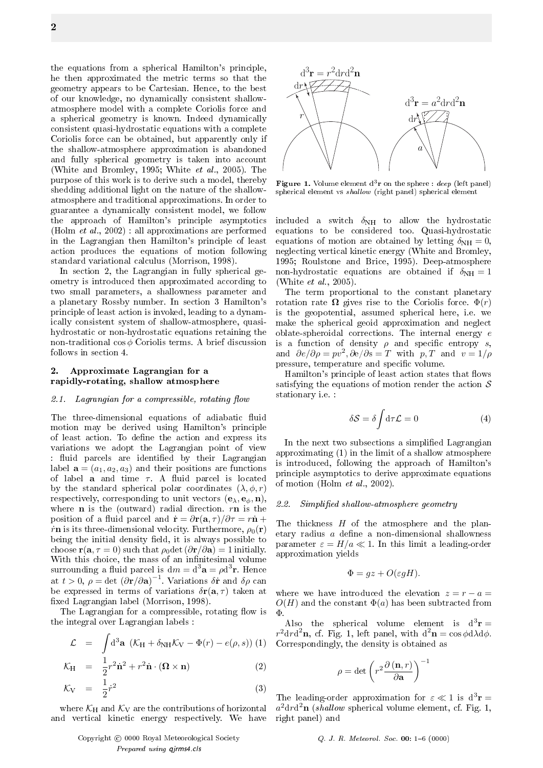the equations from a spherical Hamilton's principle, he then approximated the metric terms so that the geometry appears to be Cartesian. Hence, to the best of our knowledge, no dynamically consistent shallow-atmosphere model with a complete Coriolis force and a spherical geometry is known. Indeed dynamically consistent quasi-hydrostatic equations with a complete Coriolis force can be obtained, but apparently only if the shallow-atmosphere approximation is abandoned and fully spherical geometry is taken into account (White and Bromley, 1995; White *et al.*, 2005). The purpose of this work is to derive such a model, thereby shedding additional light on the nature of the shallow-atmosphere and traditional approximations. In order to guarantee a dynamically consistent model, we follow the approach of Hamilton's principle asymptotics (Holm *et al.*, 2002) : all approximations are performed in the Lagrangian then Hamilton's principle of least action produces the equations of motion following standard variational calculus (Morrison, 1998).

In section 2, the Lagrangian in fully spherical geometry is introduced then approximated according to two small parameters, a shallowness parameter and a planetary Rossby number. In section 3 Hamilton's principle of least action is invoked, leading to a dynamically consistent system of shallow-atmosphere, quasi-hydrostatic or non-hydrostatic equations retaining the non-traditional $\cos\phi$ Coriolis terms. A brief discussion follows in section 4.

## 2. Approximate Lagrangian for a rapidly-rotating, shallow atmosphere

### *2.1. Lagrangian for a compressible, rotating flow*

The three-dimensional equations of adiabatic fluid motion may be derived using Hamilton's principle of least action. To define the action and express its variations we adopt the Lagrangian point of view : fluid parcels are identified by their Lagrangian label $\mathbf{a} = (a_1, a_2, a_3)$ and their positions are functions of label $\mathbf{a}$ and time $\tau$. A fluid parcel is located by the standard spherical polar coordinates $(\lambda, \phi, r)$ respectively, corresponding to unit vectors $(\mathbf{e}_\lambda, \mathbf{e}_\phi, \mathbf{n})$, where $\mathbf{n}$ is the (outward) radial direction. $r\mathbf{n}$ is the position of a fluid parcel and $\dot{\mathbf{r}} = \partial\mathbf{r}(\mathbf{a},\tau)/\partial\tau = r\dot{\mathbf{n}} + \dot{r}\mathbf{n}$ is its three-dimensional velocity. Furthermore, $\rho_0(\mathbf{r})$ being the initial density field, it is always possible to choose $\mathbf{r}(\mathbf{a}, \tau = 0)$ such that $\rho_0 \det(\partial\mathbf{r}/\partial\mathbf{a}) = 1$ initially. With this choice, the mass of an infinitesimal volume surrounding a fluid parcel is $\mathrm{d}m = \mathrm{d}^3\mathbf{a} = \rho \mathrm{d}^3\mathbf{r}$. Hence at $t > 0$, $\rho = \det\left(\partial\mathbf{r}/\partial\mathbf{a}\right)^{-1}$. Variations $\delta\dot{\mathbf{r}}$ and $\delta\rho$ can be expressed in terms of variations $\delta\mathbf{r}(\mathbf{a}, \tau)$ taken at fixed Lagrangian label (Morrison, 1998).

The Lagrangian for a compressible, rotating flow is the integral over Lagrangian labels :

$$\mathcal{L} = \int \mathrm{d}^3\mathbf{a}\ \left(\mathcal{K}_\mathrm{H} + \delta_\mathrm{NH}\mathcal{K}_\mathrm{V} - \Phi(r) - e(\rho, s)\right) \quad (1)$$

$$\mathcal{K}_\mathrm{H} = \frac{1}{2}r^2\dot{\mathbf{n}}^2 + r^2\dot{\mathbf{n}}\cdot(\mathbf{\Omega}\times\mathbf{n}) \quad (2)$$

$$\mathcal{K}_\mathrm{V} = \frac{1}{2}\dot{r}^2 \quad (3)$$

where $\mathcal{K}_\mathrm{H}$ and $\mathcal{K}_\mathrm{V}$ are the contributions of horizontal and vertical kinetic energy respectively. We have included a switch $\delta_\mathrm{NH}$ to allow the hydrostatic equations to be considered too. Quasi-hydrostatic equations of motion are obtained by letting $\delta_\mathrm{NH} = 0$, neglecting vertical kinetic energy (White and Bromley, 1995; Roulstone and Brice, 1995). Deep-atmosphere non-hydrostatic equations are obtained if $\delta_\mathrm{NH} = 1$ (White *et al.*, 2005).

**Figure 1.** Volume element $\mathrm{d}^3\mathbf{r}$ on the sphere : *deep* (left panel) spherical element vs *shallow* (right panel) spherical element

The term proportional to the constant planetary rotation rate $\mathbf{\Omega}$ gives rise to the Coriolis force. $\Phi(r)$ is the geopotential, assumed spherical here, i.e. we make the spherical geoid approximation and neglect oblate-spheroidal corrections. The internal energy $e$ is a function of density $\rho$ and specific entropy $s$, and $\partial e/\partial\rho = pv^2, \partial e/\partial s = T$ with $p, T$ and $v = 1/\rho$ pressure, temperature and specific volume.

Hamilton's principle of least action states that flows satisfying the equations of motion render the action $\mathcal{S}$ stationary i.e. :

$$\delta\mathcal{S} = \delta\int \mathrm{d}\tau\mathcal{L} = 0 \quad (4)$$

In the next two subsections a simplified Lagrangian approximating (1) in the limit of a shallow atmosphere is introduced, following the approach of Hamilton's principle asymptotics to derive approximate equations of motion (Holm *et al.*, 2002).

### *2.2. Simplified shallow-atmosphere geometry*

The thickness $H$ of the atmosphere and the planetary radius $a$ define a non-dimensional shallowness parameter $\varepsilon = H/a \ll 1$. In this limit a leading-order approximation yields

$$\Phi = gz + O(\varepsilon g H).$$

where we have introduced the elevation $z = r - a = O(H)$ and the constant $\Phi(a)$ has been subtracted from $\Phi$.

Also the spherical volume element is $\mathrm{d}^3\mathbf{r} = r^2\mathrm{d}r\mathrm{d}^2\mathbf{n}$, cf. Fig. 1, left panel, with $\mathrm{d}^2\mathbf{n} = \cos\phi\mathrm{d}\lambda\mathrm{d}\phi$. Correspondingly, the density is obtained as

$$\rho = \det\left(r^2\frac{\partial\left(\mathbf{n}, r\right)}{\partial\mathbf{a}}\right)^{-1}$$

The leading-order approximation for $\varepsilon \ll 1$ is $\mathrm{d}^3\mathbf{r} = a^2\mathrm{d}r\mathrm{d}^2\mathbf{n}$ (*shallow* spherical volume element, cf. Fig. 1, right panel) and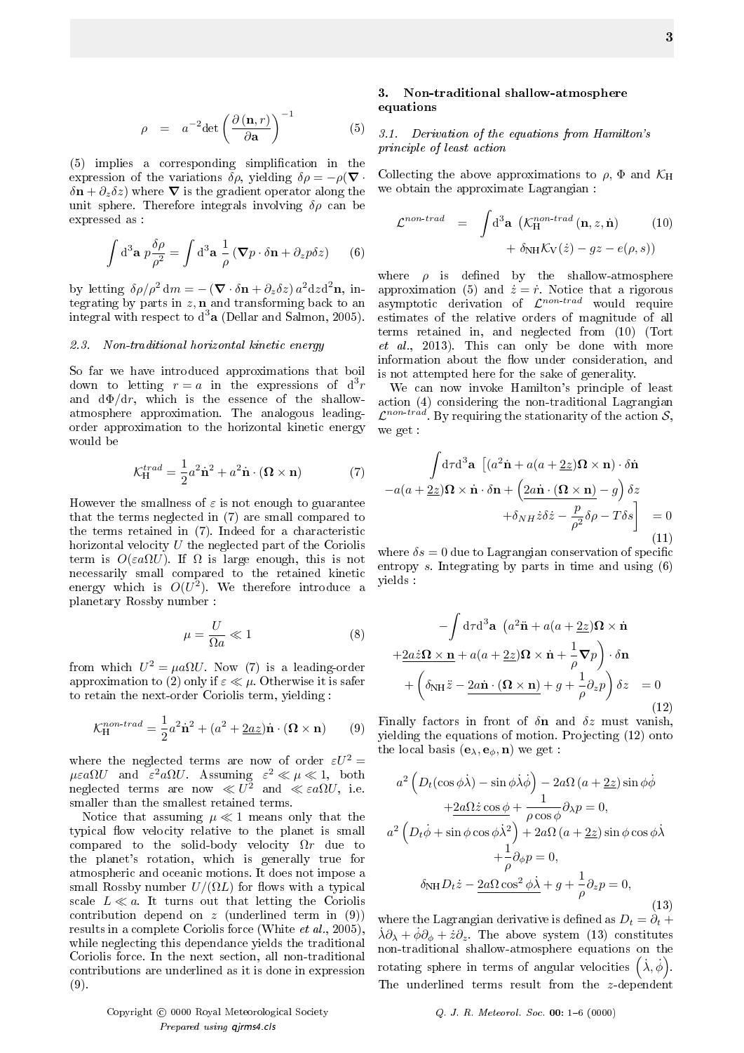$$\rho \quad = \quad a^{-2}\det\left(\frac{\partial\left(\mathbf{n},r\right)}{\partial\mathbf{a}}\right)^{-1} \tag{5}$$

(5) implies a corresponding simplification in the expression of the variations $\delta\rho$, yielding $\delta\rho = -\rho(\boldsymbol{\nabla}\cdot\delta\mathbf{n} + \partial_z\delta z)$ where $\boldsymbol{\nabla}$ is the gradient operator along the unit sphere. Therefore integrals involving $\delta\rho$ can be expressed as :

$$\int \mathrm{d}^3\mathbf{a}\; p\frac{\delta\rho}{\rho^2} = \int \mathrm{d}^3\mathbf{a}\;\frac{1}{\rho}\left(\boldsymbol{\nabla}p\cdot\delta\mathbf{n} + \partial_z p\delta z\right) \tag{6}$$

by letting $\delta\rho/\rho^2\,\mathrm{d}m = -\left(\boldsymbol{\nabla}\cdot\delta\mathbf{n}+\partial_z\delta z\right)a^2\mathrm{d}z\mathrm{d}^2\mathbf{n}$, integrating by parts in $z,\mathbf{n}$ and transforming back to an integral with respect to $\mathrm{d}^3\mathbf{a}$ (Dellar and Salmon, 2005).

### *2.3. Non-traditional horizontal kinetic energy*

So far we have introduced approximations that boil down to letting $r=a$ in the expressions of $\mathrm{d}^3r$ and $\mathrm{d}\Phi/\mathrm{d}r$, which is the essence of the shallow-atmosphere approximation. The analogous leading-order approximation to the horizontal kinetic energy would be

$$\mathcal{K}_{\mathrm{H}}^{trad} = \frac{1}{2}a^2\dot{\mathbf{n}}^2 + a^2\dot{\mathbf{n}}\cdot\left(\boldsymbol{\Omega}\times\mathbf{n}\right) \tag{7}$$

However the smallness of $\varepsilon$ is not enough to guarantee that the terms neglected in (7) are small compared to the terms retained in (7). Indeed for a characteristic horizontal velocity $U$ the neglected part of the Coriolis term is $O(\varepsilon a\Omega U)$. If $\Omega$ is large enough, this is not necessarily small compared to the retained kinetic energy which is $O(U^2)$. We therefore introduce a planetary Rossby number :

$$\mu = \frac{U}{\Omega a} \ll 1 \tag{8}$$

from which $U^2 = \mu a\Omega U$. Now (7) is a leading-order approximation to (2) only if $\varepsilon \ll \mu$. Otherwise it is safer to retain the next-order Coriolis term, yielding :

$$\mathcal{K}_{\mathrm{H}}^{non\text{-}trad} = \frac{1}{2}a^2\dot{\mathbf{n}}^2 + (a^2 + \underline{2az})\dot{\mathbf{n}}\cdot\left(\boldsymbol{\Omega}\times\mathbf{n}\right) \tag{9}$$

where the neglected terms are now of order $\varepsilon U^2 = \mu\varepsilon a\Omega U$ and $\varepsilon^2 a\Omega U$. Assuming $\varepsilon^2 \ll \mu \ll 1$, both neglected terms are now $\ll U^2$ and $\ll \varepsilon a\Omega U$, i.e. smaller than the smallest retained terms.

Notice that assuming $\mu \ll 1$ means only that the typical flow velocity relative to the planet is small compared to the solid-body velocity $\Omega r$ due to the planet's rotation, which is generally true for atmospheric and oceanic motions. It does not impose a small Rossby number $U/(\Omega L)$ for flows with a typical scale $L \ll a$. It turns out that letting the Coriolis contribution depend on $z$ (underlined term in (9)) results in a complete Coriolis force (White *et al.*, 2005), while neglecting this dependance yields the traditional Coriolis force. In the next section, all non-traditional contributions are underlined as it is done in expression (9).

## 3. Non-traditional shallow-atmosphere equations

### *3.1. Derivation of the equations from Hamilton's principle of least action*

Collecting the above approximations to $\rho$, $\Phi$ and $\mathcal{K}_{\mathrm{H}}$ we obtain the approximate Lagrangian :

$$\begin{aligned}\mathcal{L}^{non\text{-}trad} \quad = \quad & \int \mathrm{d}^3\mathbf{a}\;\left(\mathcal{K}_{\mathrm{H}}^{non\text{-}trad}\left(\mathbf{n},z,\dot{\mathbf{n}}\right)\right. \\ & \left. + \,\delta_{\mathrm{NH}}\mathcal{K}_{\mathrm{V}}(\dot{z}) - gz - e(\rho,s)\right)\end{aligned} \tag{10}$$

where $\rho$ is defined by the shallow-atmosphere approximation (5) and $\dot{z} = \dot{r}$. Notice that a rigorous asymptotic derivation of $\mathcal{L}^{non\text{-}trad}$ would require estimates of the relative orders of magnitude of all terms retained in, and neglected from (10) (Tort *et al.*, 2013). This can only be done with more information about the flow under consideration, and is not attempted here for the sake of generality.

We can now invoke Hamilton's principle of least action (4) considering the non-traditional Lagrangian $\mathcal{L}^{non\text{-}trad}$. By requiring the stationarity of the action $\mathcal{S}$, we get :

$$\begin{aligned}&\int \mathrm{d}\tau\mathrm{d}^3\mathbf{a}\;\left[(a^2\dot{\mathbf{n}} + a(a+\underline{2z})\boldsymbol{\Omega}\times\mathbf{n})\cdot\delta\dot{\mathbf{n}}\right.\\ &-a(a+\underline{2z})\boldsymbol{\Omega}\times\dot{\mathbf{n}}\cdot\delta\mathbf{n} + \left(\underline{2a\dot{\mathbf{n}}\cdot(\boldsymbol{\Omega}\times\mathbf{n})} - g\right)\delta z\\ &\left.+\delta_{NH}\dot{z}\delta\dot{z} - \frac{p}{\rho^2}\delta\rho - T\delta s\right] \quad = 0\end{aligned} \tag{11}$$

where $\delta s = 0$ due to Lagrangian conservation of specific entropy $s$. Integrating by parts in time and using (6) yields :

$$\begin{aligned}&-\int \mathrm{d}\tau\mathrm{d}^3\mathbf{a}\;\left(a^2\ddot{\mathbf{n}} + a(a+\underline{2z})\boldsymbol{\Omega}\times\dot{\mathbf{n}}\right.\\ &\left.+\underline{2a\dot{z}\boldsymbol{\Omega}\times\mathbf{n}} + a(a+\underline{2z})\boldsymbol{\Omega}\times\dot{\mathbf{n}} + \frac{1}{\rho}\boldsymbol{\nabla}p\right)\cdot\delta\mathbf{n}\\ &+\left(\delta_{\mathrm{NH}}\ddot{z} - \underline{2a\dot{\mathbf{n}}\cdot(\boldsymbol{\Omega}\times\mathbf{n})} + g + \frac{1}{\rho}\partial_z p\right)\delta z \quad = 0\end{aligned} \tag{12}$$

Finally factors in front of $\delta\mathbf{n}$ and $\delta z$ must vanish, yielding the equations of motion. Projecting (12) onto the local basis $(\mathbf{e}_\lambda, \mathbf{e}_\phi, \mathbf{n})$ we get :

$$\begin{aligned}&a^2\left(D_t(\cos\phi\dot{\lambda}) - \sin\phi\dot{\lambda}\dot{\phi}\right) - 2a\Omega\left(a+\underline{2z}\right)\sin\phi\dot{\phi}\\ &\quad+\underline{2a\Omega\dot{z}\cos\phi} + \frac{1}{\rho\cos\phi}\partial_\lambda p = 0,\\ &a^2\left(D_t\dot{\phi} + \sin\phi\cos\phi\dot{\lambda}^2\right) + 2a\Omega\left(a+\underline{2z}\right)\sin\phi\cos\phi\dot{\lambda}\\ &\quad+\frac{1}{\rho}\partial_\phi p = 0,\\ &\delta_{\mathrm{NH}}D_t\dot{z} - \underline{2a\Omega\cos^2\phi\dot{\lambda}} + g + \frac{1}{\rho}\partial_z p = 0,\end{aligned} \tag{13}$$

where the Lagrangian derivative is defined as $D_t = \partial_t + \dot{\lambda}\partial_\lambda + \dot{\phi}\partial_\phi + \dot{z}\partial_z$. The above system (13) constitutes non-traditional shallow-atmosphere equations on the rotating sphere in terms of angular velocities $\left(\dot{\lambda},\dot{\phi}\right)$. The underlined terms result from the $z$-dependent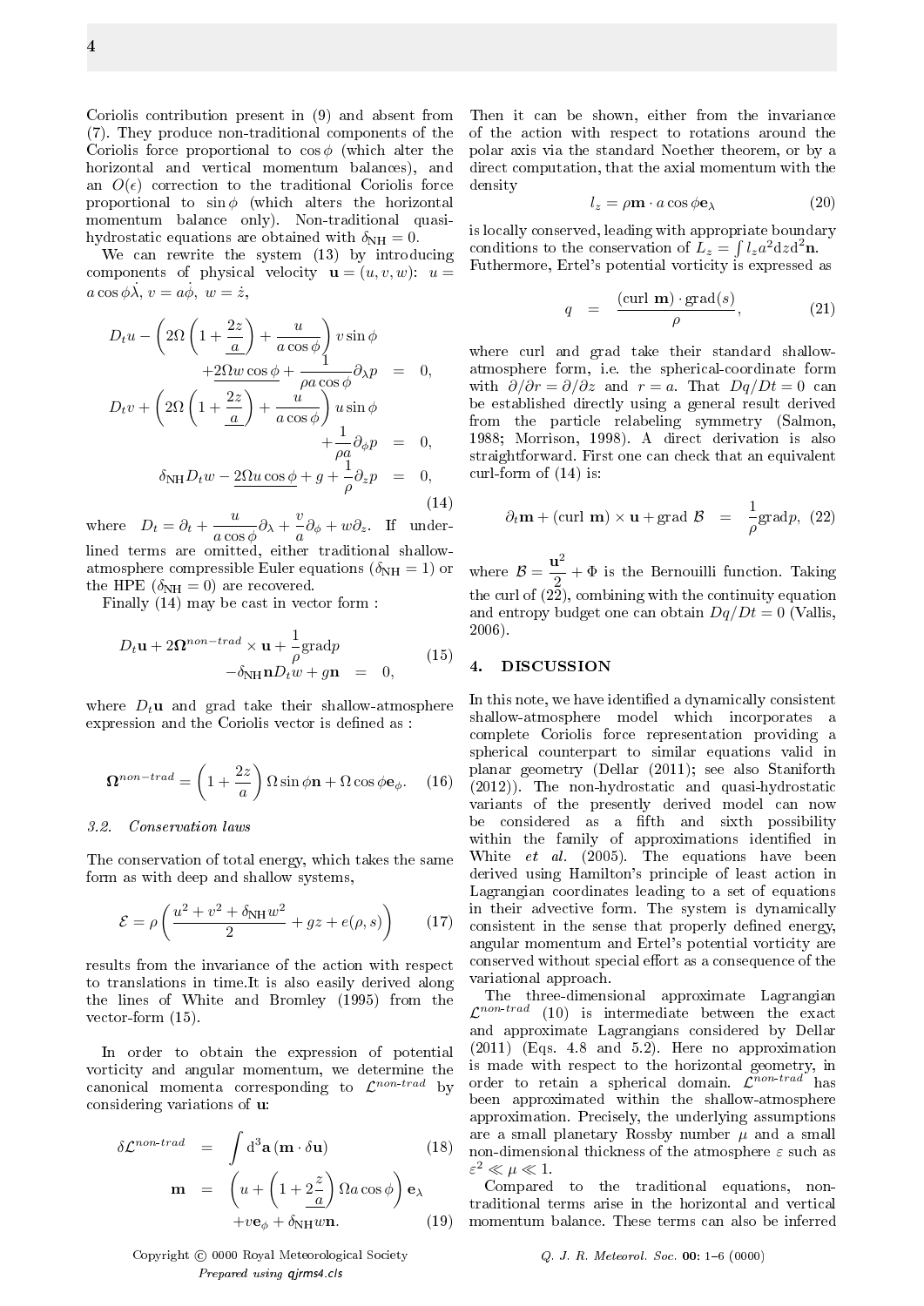Coriolis contribution present in (9) and absent from (7). They produce non-traditional components of the Coriolis force proportional to $\cos\phi$ (which alter the horizontal and vertical momentum balances), and an $O(\epsilon)$ correction to the traditional Coriolis force proportional to $\sin\phi$ (which alters the horizontal momentum balance only). Non-traditional quasi-hydrostatic equations are obtained with $\delta_{\rm NH} = 0$.

We can rewrite the system (13) by introducing components of physical velocity $\mathbf{u} = (u, v, w)$: $u = a\cos\phi\dot{\lambda}$, $v = a\dot{\phi}$, $w = \dot{z}$,

$$
\begin{aligned}
D_t u - \left(2\Omega\left(1 + \underline{\frac{2z}{a}}\right) + \frac{u}{a\cos\phi}\right) v\sin\phi \\
+ \underline{2\Omega w\cos\phi} + \frac{1}{\rho a\cos\phi}\partial_\lambda p &= 0, \\
D_t v + \left(2\Omega\left(1 + \underline{\frac{2z}{a}}\right) + \frac{u}{a\cos\phi}\right) u\sin\phi \\
+ \frac{1}{\rho a}\partial_\phi p &= 0, \\
\delta_{\rm NH} D_t w - \underline{2\Omega u\cos\phi} + g + \frac{1}{\rho}\partial_z p &= 0,
\end{aligned}
\tag{14}
$$

where $D_t = \partial_t + \dfrac{u}{a\cos\phi}\partial_\lambda + \dfrac{v}{a}\partial_\phi + w\partial_z$. If underlined terms are omitted, either traditional shallow-atmosphere compressible Euler equations ($\delta_{\rm NH} = 1$) or the HPE ($\delta_{\rm NH} = 0$) are recovered.

Finally (14) may be cast in vector form :

$$
\begin{aligned}
D_t \mathbf{u} + 2\mathbf{\Omega}^{non-trad} \times \mathbf{u} + \frac{1}{\rho}\text{grad}p \\
- \delta_{\rm NH}\mathbf{n} D_t w + g\mathbf{n} &= 0,
\end{aligned}
\tag{15}
$$

where $D_t\mathbf{u}$ and grad take their shallow-atmosphere expression and the Coriolis vector is defined as :

$$
\mathbf{\Omega}^{non-trad} = \left(1 + \frac{2z}{a}\right)\Omega\sin\phi\mathbf{n} + \Omega\cos\phi\mathbf{e}_\phi. \tag{16}
$$

### 3.2. Conservation laws

The conservation of total energy, which takes the same form as with deep and shallow systems,

$$
\mathcal{E} = \rho\left(\frac{u^2 + v^2 + \delta_{\rm NH} w^2}{2} + gz + e(\rho, s)\right) \tag{17}
$$

results from the invariance of the action with respect to translations in time.It is also easily derived along the lines of White and Bromley (1995) from the vector-form (15).

In order to obtain the expression of potential vorticity and angular momentum, we determine the canonical momenta corresponding to $\mathcal{L}^{non-trad}$ by considering variations of $\mathbf{u}$:

$$
\delta\mathcal{L}^{non-trad} = \int d^3\mathbf{a}\,(\mathbf{m}\cdot\delta\mathbf{u}) \tag{18}
$$

$$
\begin{aligned}
\mathbf{m} &= \left(u + \left(1 + 2\underline{\frac{z}{a}}\right)\Omega a\cos\phi\right)\mathbf{e}_\lambda \\
&\quad + v\mathbf{e}_\phi + \delta_{\rm NH} w\mathbf{n}.
\end{aligned}
\tag{19}
$$

Then it can be shown, either from the invariance of the action with respect to rotations around the polar axis via the standard Noether theorem, or by a direct computation, that the axial momentum with the density

$$
l_z = \rho\mathbf{m}\cdot a\cos\phi\mathbf{e}_\lambda \tag{20}
$$

is locally conserved, leading with appropriate boundary conditions to the conservation of $L_z = \int l_z a^2 dz d^2\mathbf{n}$. Futhermore, Ertel's potential vorticity is expressed as

$$
q = \frac{(\text{curl } \mathbf{m})\cdot\text{grad}(s)}{\rho}, \tag{21}
$$

where curl and grad take their standard shallow-atmosphere form, i.e. the spherical-coordinate form with $\partial/\partial r = \partial/\partial z$ and $r = a$. That $Dq/Dt = 0$ can be established directly using a general result derived from the particle relabeling symmetry (Salmon, 1988; Morrison, 1998). A direct derivation is also straightforward. First one can check that an equivalent curl-form of (14) is:

$$
\partial_t\mathbf{m} + (\text{curl } \mathbf{m})\times\mathbf{u} + \text{grad } \mathcal{B} = \frac{1}{\rho}\text{grad}p, \tag{22}
$$

where $\mathcal{B} = \dfrac{\mathbf{u}^2}{2} + \Phi$ is the Bernouilli function. Taking the curl of (22), combining with the continuity equation and entropy budget one can obtain $Dq/Dt = 0$ (Vallis, 2006).

## 4. DISCUSSION

In this note, we have identified a dynamically consistent shallow-atmosphere model which incorporates a complete Coriolis force representation providing a spherical counterpart to similar equations valid in planar geometry (Dellar (2011); see also Staniforth (2012)). The non-hydrostatic and quasi-hydrostatic variants of the presently derived model can now be considered as a fifth and sixth possibility within the family of approximations identified in White *et al.* (2005). The equations have been derived using Hamilton's principle of least action in Lagrangian coordinates leading to a set of equations in their advective form. The system is dynamically consistent in the sense that properly defined energy, angular momentum and Ertel's potential vorticity are conserved without special effort as a consequence of the variational approach.

The three-dimensional approximate Lagrangian $\mathcal{L}^{non-trad}$ (10) is intermediate between the exact and approximate Lagrangians considered by Dellar (2011) (Eqs. 4.8 and 5.2). Here no approximation is made with respect to the horizontal geometry, in order to retain a spherical domain. $\mathcal{L}^{non-trad}$ has been approximated within the shallow-atmosphere approximation. Precisely, the underlying assumptions are a small planetary Rossby number $\mu$ and a small non-dimensional thickness of the atmosphere $\varepsilon$ such as $\varepsilon^2 \ll \mu \ll 1$.

Compared to the traditional equations, non-traditional terms arise in the horizontal and vertical momentum balance. These terms can also be inferred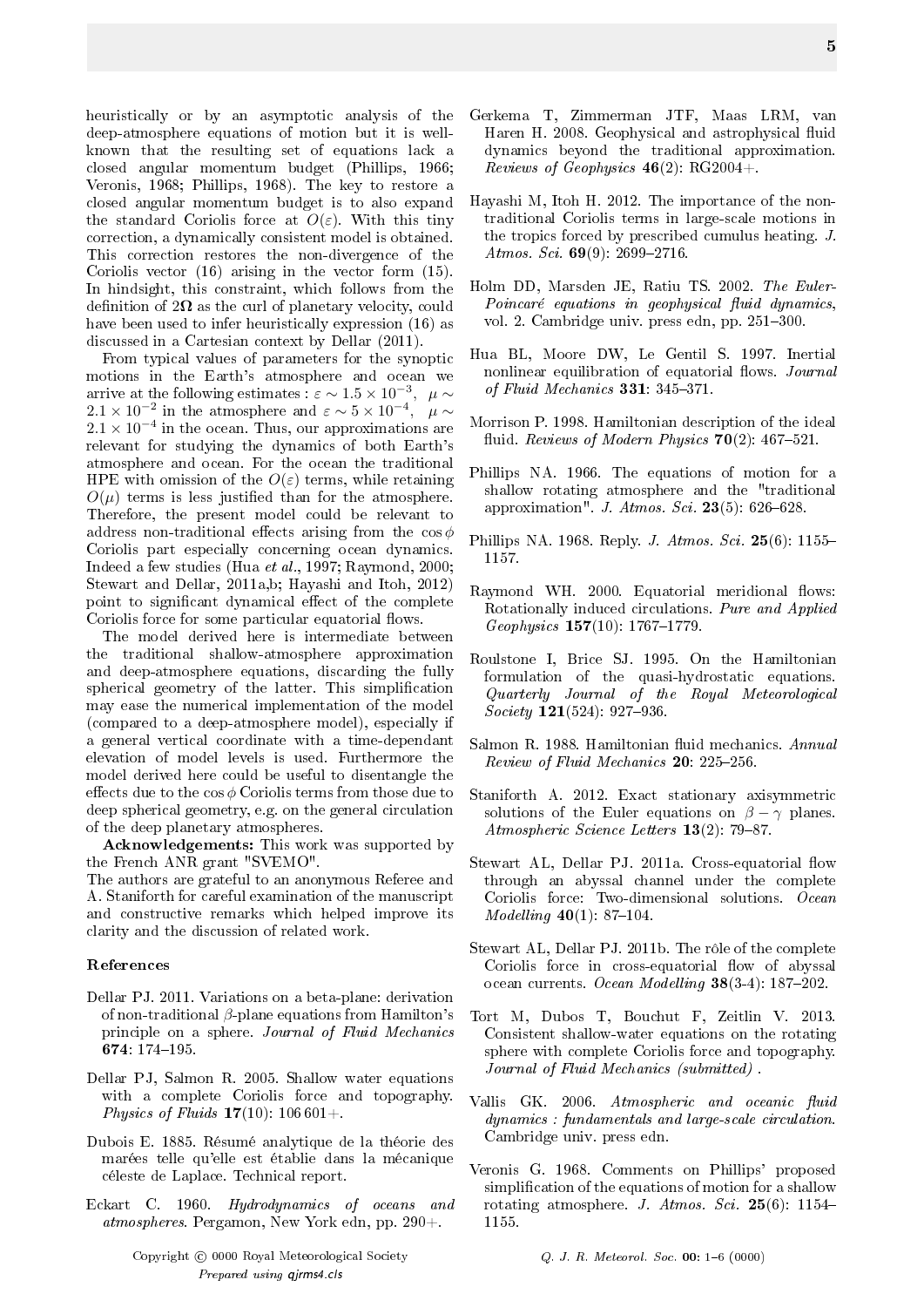heuristically or by an asymptotic analysis of the deep-atmosphere equations of motion but it is well-known that the resulting set of equations lack a closed angular momentum budget (Phillips, 1966; Veronis, 1968; Phillips, 1968). The key to restore a closed angular momentum budget is to also expand the standard Coriolis force at $O(\varepsilon)$. With this tiny correction, a dynamically consistent model is obtained. This correction restores the non-divergence of the Coriolis vector (16) arising in the vector form (15). In hindsight, this constraint, which follows from the definition of $2\mathbf{\Omega}$ as the curl of planetary velocity, could have been used to infer heuristically expression (16) as discussed in a Cartesian context by Dellar (2011).

From typical values of parameters for the synoptic motions in the Earth's atmosphere and ocean we arrive at the following estimates : $\varepsilon \sim 1.5 \times 10^{-3}$, $\mu \sim 2.1 \times 10^{-2}$ in the atmosphere and $\varepsilon \sim 5 \times 10^{-4}$, $\mu \sim 2.1 \times 10^{-4}$ in the ocean. Thus, our approximations are relevant for studying the dynamics of both Earth's atmosphere and ocean. For the ocean the traditional HPE with omission of the $O(\varepsilon)$ terms, while retaining $O(\mu)$ terms is less justified than for the atmosphere. Therefore, the present model could be relevant to address non-traditional effects arising from the $\cos\phi$ Coriolis part especially concerning ocean dynamics. Indeed a few studies (Hua *et al.*, 1997; Raymond, 2000; Stewart and Dellar, 2011a,b; Hayashi and Itoh, 2012) point to significant dynamical effect of the complete Coriolis force for some particular equatorial flows.

The model derived here is intermediate between the traditional shallow-atmosphere approximation and deep-atmosphere equations, discarding the fully spherical geometry of the latter. This simplification may ease the numerical implementation of the model (compared to a deep-atmosphere model), especially if a general vertical coordinate with a time-dependant elevation of model levels is used. Furthermore the model derived here could be useful to disentangle the effects due to the $\cos\phi$ Coriolis terms from those due to deep spherical geometry, e.g. on the general circulation of the deep planetary atmospheres.

**Acknowledgements:** This work was supported by the French ANR grant "SVEMO".
The authors are grateful to an anonymous Referee and A. Staniforth for careful examination of the manuscript and constructive remarks which helped improve its clarity and the discussion of related work.

## References

Dellar PJ. 2011. Variations on a beta-plane: derivation of non-traditional $\beta$-plane equations from Hamilton's principle on a sphere. *Journal of Fluid Mechanics* **674**: 174–195.

Dellar PJ, Salmon R. 2005. Shallow water equations with a complete Coriolis force and topography. *Physics of Fluids* **17**(10): 106 601+.

Dubois E. 1885. Résumé analytique de la théorie des marées telle qu'elle est établie dans la mécanique céleste de Laplace. Technical report.

Eckart C. 1960. *Hydrodynamics of oceans and atmospheres*. Pergamon, New York edn, pp. 290+.

Gerkema T, Zimmerman JTF, Maas LRM, van Haren H. 2008. Geophysical and astrophysical fluid dynamics beyond the traditional approximation. *Reviews of Geophysics* **46**(2): RG2004+.

Hayashi M, Itoh H. 2012. The importance of the non-traditional Coriolis terms in large-scale motions in the tropics forced by prescribed cumulus heating. *J. Atmos. Sci.* **69**(9): 2699–2716.

Holm DD, Marsden JE, Ratiu TS. 2002. *The Euler-Poincaré equations in geophysical fluid dynamics*, vol. 2. Cambridge univ. press edn, pp. 251–300.

Hua BL, Moore DW, Le Gentil S. 1997. Inertial nonlinear equilibration of equatorial flows. *Journal of Fluid Mechanics* **331**: 345–371.

Morrison P. 1998. Hamiltonian description of the ideal fluid. *Reviews of Modern Physics* **70**(2): 467–521.

Phillips NA. 1966. The equations of motion for a shallow rotating atmosphere and the "traditional approximation". *J. Atmos. Sci.* **23**(5): 626–628.

Phillips NA. 1968. Reply. *J. Atmos. Sci.* **25**(6): 1155–1157.

Raymond WH. 2000. Equatorial meridional flows: Rotationally induced circulations. *Pure and Applied Geophysics* **157**(10): 1767–1779.

Roulstone I, Brice SJ. 1995. On the Hamiltonian formulation of the quasi-hydrostatic equations. *Quarterly Journal of the Royal Meteorological Society* **121**(524): 927–936.

Salmon R. 1988. Hamiltonian fluid mechanics. *Annual Review of Fluid Mechanics* **20**: 225–256.

Staniforth A. 2012. Exact stationary axisymmetric solutions of the Euler equations on $\beta - \gamma$ planes. *Atmospheric Science Letters* **13**(2): 79–87.

Stewart AL, Dellar PJ. 2011a. Cross-equatorial flow through an abyssal channel under the complete Coriolis force: Two-dimensional solutions. *Ocean Modelling* **40**(1): 87–104.

Stewart AL, Dellar PJ. 2011b. The rôle of the complete Coriolis force in cross-equatorial flow of abyssal ocean currents. *Ocean Modelling* **38**(3-4): 187–202.

Tort M, Dubos T, Bouchut F, Zeitlin V. 2013. Consistent shallow-water equations on the rotating sphere with complete Coriolis force and topography. *Journal of Fluid Mechanics (submitted)* .

Vallis GK. 2006. *Atmospheric and oceanic fluid dynamics : fundamentals and large-scale circulation*. Cambridge univ. press edn.

Veronis G. 1968. Comments on Phillips' proposed simplification of the equations of motion for a shallow rotating atmosphere. *J. Atmos. Sci.* **25**(6): 1154–1155.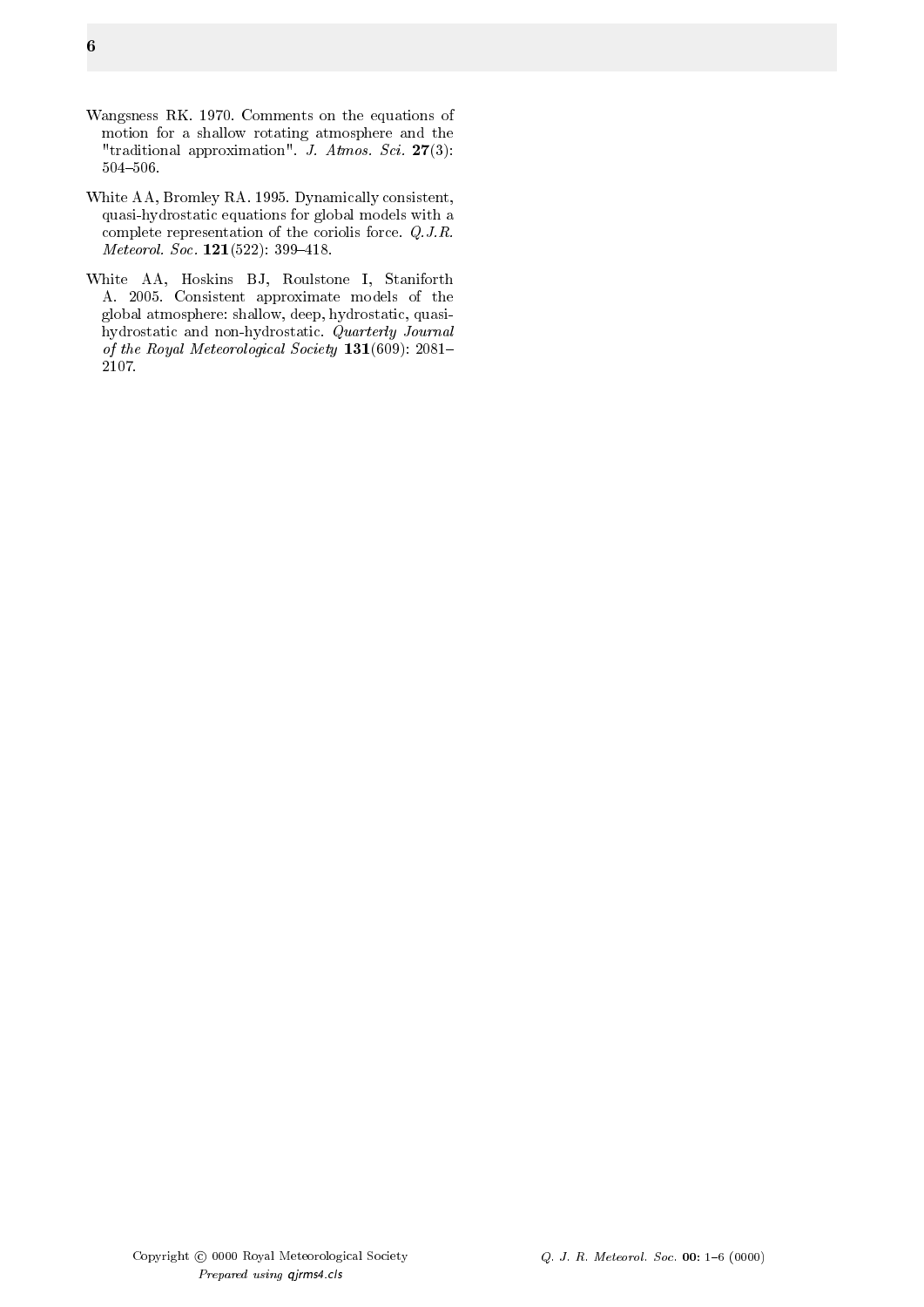Wangsness RK. 1970. Comments on the equations of motion for a shallow rotating atmosphere and the "traditional approximation". *J. Atmos. Sci.* **27**(3): 504–506.

White AA, Bromley RA. 1995. Dynamically consistent, quasi-hydrostatic equations for global models with a complete representation of the coriolis force. *Q.J.R. Meteorol. Soc.* **121**(522): 399–418.

White AA, Hoskins BJ, Roulstone I, Staniforth A. 2005. Consistent approximate models of the global atmosphere: shallow, deep, hydrostatic, quasi-hydrostatic and non-hydrostatic. *Quarterly Journal of the Royal Meteorological Society* **131**(609): 2081–2107.